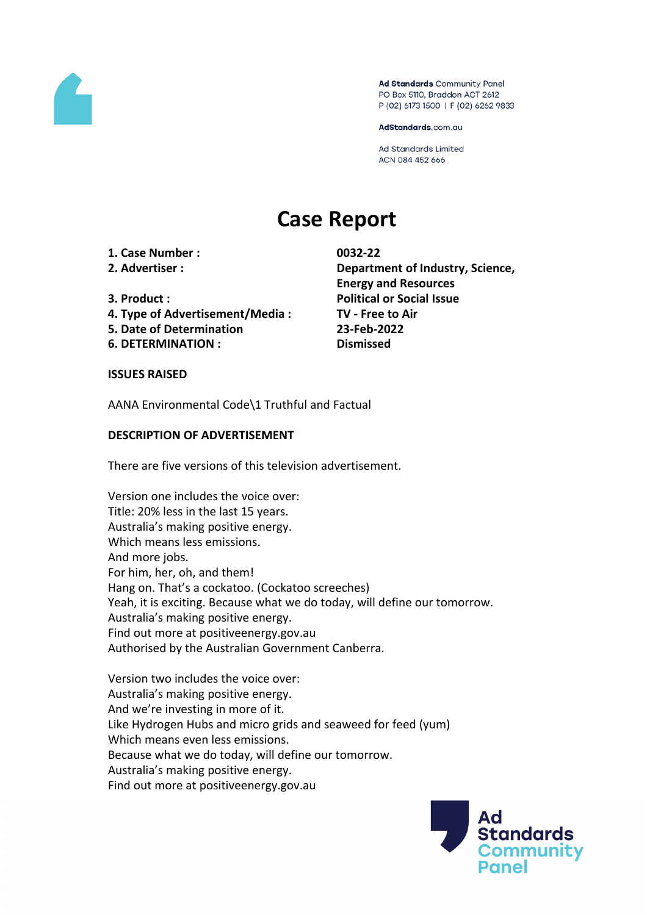Ad Standards Community Panel
PO Box 5110, Braddon ACT 2612
P (02) 6173 1500 | F (02) 6262 9833

AdStandards.com.au

Ad Standards Limited
ACN 084 452 666

# Case Report

| | |
|---|---|
| **1. Case Number :** | **0032-22** |
| **2. Advertiser :** | **Department of Industry, Science, Energy and Resources** |
| **3. Product :** | **Political or Social Issue** |
| **4. Type of Advertisement/Media :** | **TV - Free to Air** |
| **5. Date of Determination** | **23-Feb-2022** |
| **6. DETERMINATION :** | **Dismissed** |

**ISSUES RAISED**

AANA Environmental Code\1 Truthful and Factual

**DESCRIPTION OF ADVERTISEMENT**

There are five versions of this television advertisement.

Version one includes the voice over:
Title: 20% less in the last 15 years.
Australia's making positive energy.
Which means less emissions.
And more jobs.
For him, her, oh, and them!
Hang on. That's a cockatoo. (Cockatoo screeches)
Yeah, it is exciting. Because what we do today, will define our tomorrow.
Australia's making positive energy.
Find out more at positiveenergy.gov.au
Authorised by the Australian Government Canberra.

Version two includes the voice over:
Australia's making positive energy.
And we're investing in more of it.
Like Hydrogen Hubs and micro grids and seaweed for feed (yum)
Which means even less emissions.
Because what we do today, will define our tomorrow.
Australia's making positive energy.
Find out more at positiveenergy.gov.au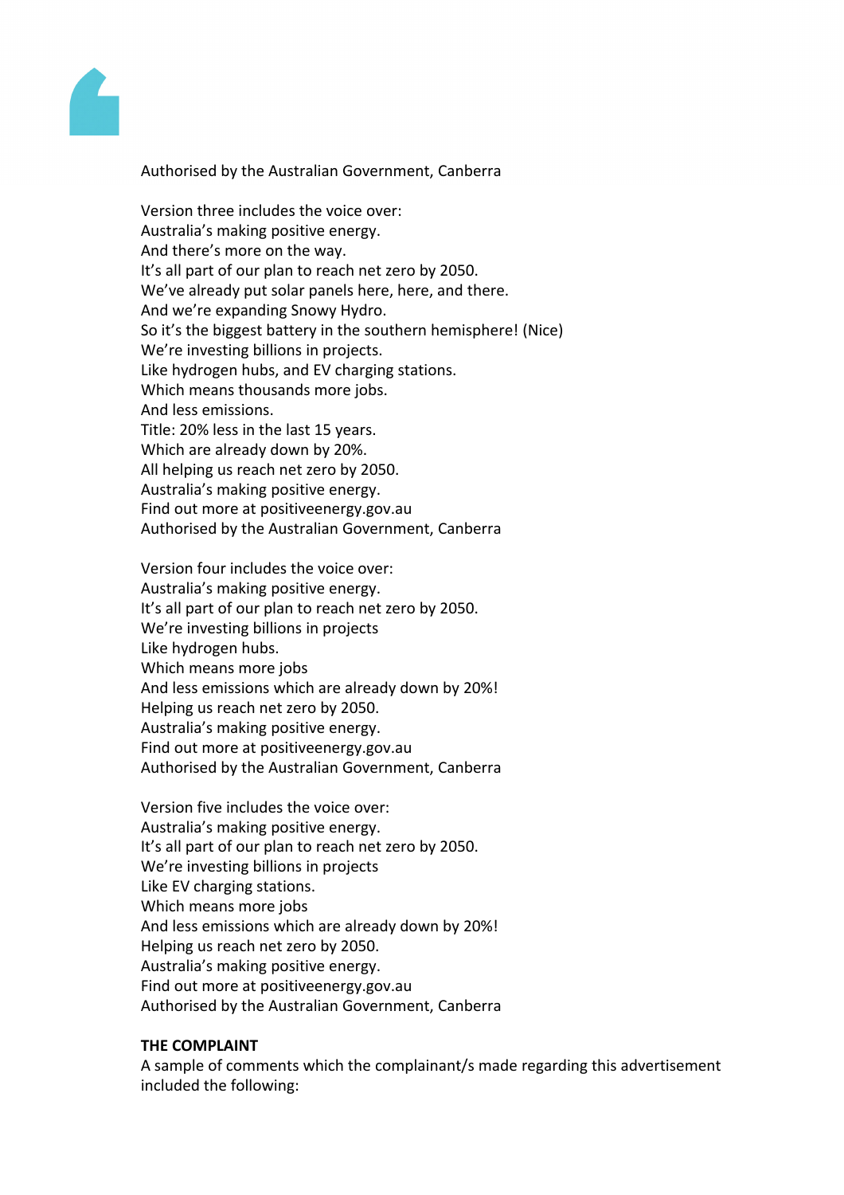Authorised by the Australian Government, Canberra

Version three includes the voice over:
Australia's making positive energy.
And there's more on the way.
It's all part of our plan to reach net zero by 2050.
We've already put solar panels here, here, and there.
And we're expanding Snowy Hydro.
So it's the biggest battery in the southern hemisphere! (Nice)
We're investing billions in projects.
Like hydrogen hubs, and EV charging stations.
Which means thousands more jobs.
And less emissions.
Title: 20% less in the last 15 years.
Which are already down by 20%.
All helping us reach net zero by 2050.
Australia's making positive energy.
Find out more at positiveenergy.gov.au
Authorised by the Australian Government, Canberra

Version four includes the voice over:
Australia's making positive energy.
It's all part of our plan to reach net zero by 2050.
We're investing billions in projects
Like hydrogen hubs.
Which means more jobs
And less emissions which are already down by 20%!
Helping us reach net zero by 2050.
Australia's making positive energy.
Find out more at positiveenergy.gov.au
Authorised by the Australian Government, Canberra

Version five includes the voice over:
Australia's making positive energy.
It's all part of our plan to reach net zero by 2050.
We're investing billions in projects
Like EV charging stations.
Which means more jobs
And less emissions which are already down by 20%!
Helping us reach net zero by 2050.
Australia's making positive energy.
Find out more at positiveenergy.gov.au
Authorised by the Australian Government, Canberra

**THE COMPLAINT**

A sample of comments which the complainant/s made regarding this advertisement included the following: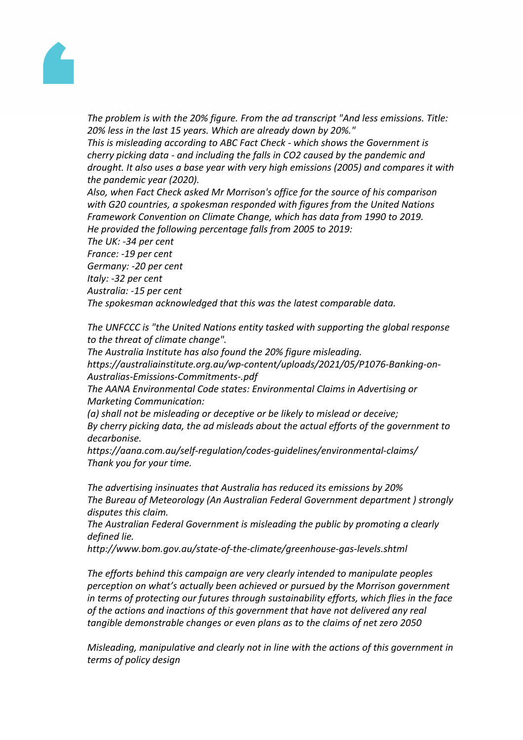*The problem is with the 20% figure. From the ad transcript "And less emissions. Title: 20% less in the last 15 years. Which are already down by 20%."*
*This is misleading according to ABC Fact Check - which shows the Government is cherry picking data - and including the falls in $CO_2$ caused by the pandemic and drought. It also uses a base year with very high emissions (2005) and compares it with the pandemic year (2020).*
*Also, when Fact Check asked Mr Morrison's office for the source of his comparison with G20 countries, a spokesman responded with figures from the United Nations Framework Convention on Climate Change, which has data from 1990 to 2019.*
*He provided the following percentage falls from 2005 to 2019:*
*The UK: -34 per cent*
*France: -19 per cent*
*Germany: -20 per cent*
*Italy: -32 per cent*
*Australia: -15 per cent*
*The spokesman acknowledged that this was the latest comparable data.*

*The UNFCCC is "the United Nations entity tasked with supporting the global response to the threat of climate change".*
*The Australia Institute has also found the 20% figure misleading.*
*https://australiainstitute.org.au/wp-content/uploads/2021/05/P1076-Banking-on-Australias-Emissions-Commitments-.pdf*
*The AANA Environmental Code states: Environmental Claims in Advertising or Marketing Communication:*
*(a) shall not be misleading or deceptive or be likely to mislead or deceive;*
*By cherry picking data, the ad misleads about the actual efforts of the government to decarbonise.*
*https://aana.com.au/self-regulation/codes-guidelines/environmental-claims/*
*Thank you for your time.*

*The advertising insinuates that Australia has reduced its emissions by 20%*
*The Bureau of Meteorology (An Australian Federal Government department ) strongly disputes this claim.*
*The Australian Federal Government is misleading the public by promoting a clearly defined lie.*
*http://www.bom.gov.au/state-of-the-climate/greenhouse-gas-levels.shtml*

*The efforts behind this campaign are very clearly intended to manipulate peoples perception on what's actually been achieved or pursued by the Morrison government in terms of protecting our futures through sustainability efforts, which flies in the face of the actions and inactions of this government that have not delivered any real tangible demonstrable changes or even plans as to the claims of net zero 2050*

*Misleading, manipulative and clearly not in line with the actions of this government in terms of policy design*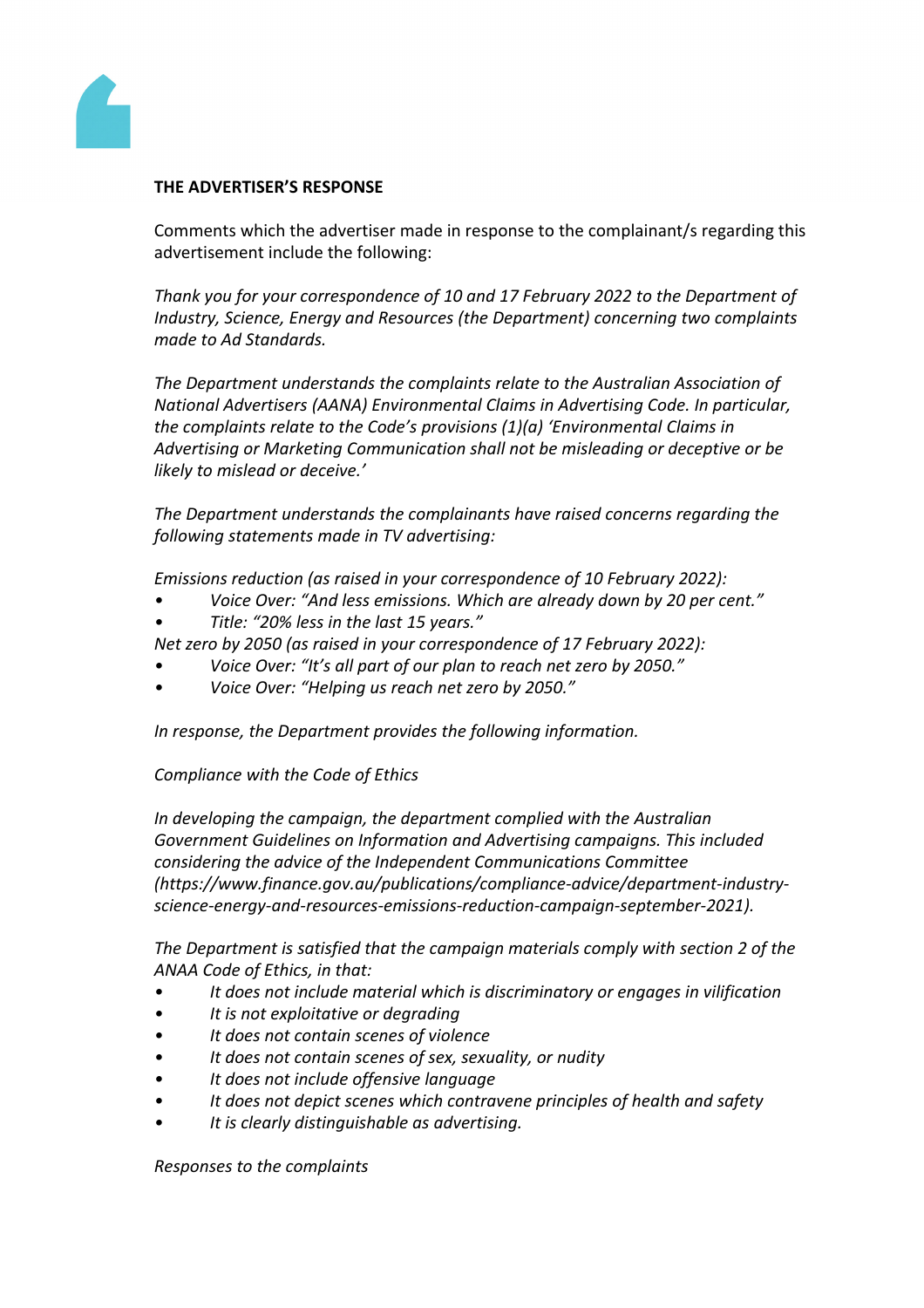**THE ADVERTISER'S RESPONSE**

Comments which the advertiser made in response to the complainant/s regarding this advertisement include the following:

*Thank you for your correspondence of 10 and 17 February 2022 to the Department of Industry, Science, Energy and Resources (the Department) concerning two complaints made to Ad Standards.*

*The Department understands the complaints relate to the Australian Association of National Advertisers (AANA) Environmental Claims in Advertising Code. In particular, the complaints relate to the Code's provisions (1)(a) 'Environmental Claims in Advertising or Marketing Communication shall not be misleading or deceptive or be likely to mislead or deceive.'*

*The Department understands the complainants have raised concerns regarding the following statements made in TV advertising:*

*Emissions reduction (as raised in your correspondence of 10 February 2022):*

- *Voice Over: "And less emissions. Which are already down by 20 per cent."*
- *Title: "20% less in the last 15 years."*

*Net zero by 2050 (as raised in your correspondence of 17 February 2022):*

- *Voice Over: "It's all part of our plan to reach net zero by 2050."*
- *Voice Over: "Helping us reach net zero by 2050."*

*In response, the Department provides the following information.*

*Compliance with the Code of Ethics*

*In developing the campaign, the department complied with the Australian Government Guidelines on Information and Advertising campaigns. This included considering the advice of the Independent Communications Committee (https://www.finance.gov.au/publications/compliance-advice/department-industry-science-energy-and-resources-emissions-reduction-campaign-september-2021).*

*The Department is satisfied that the campaign materials comply with section 2 of the ANAA Code of Ethics, in that:*

- *It does not include material which is discriminatory or engages in vilification*
- *It is not exploitative or degrading*
- *It does not contain scenes of violence*
- *It does not contain scenes of sex, sexuality, or nudity*
- *It does not include offensive language*
- *It does not depict scenes which contravene principles of health and safety*
- *It is clearly distinguishable as advertising.*

*Responses to the complaints*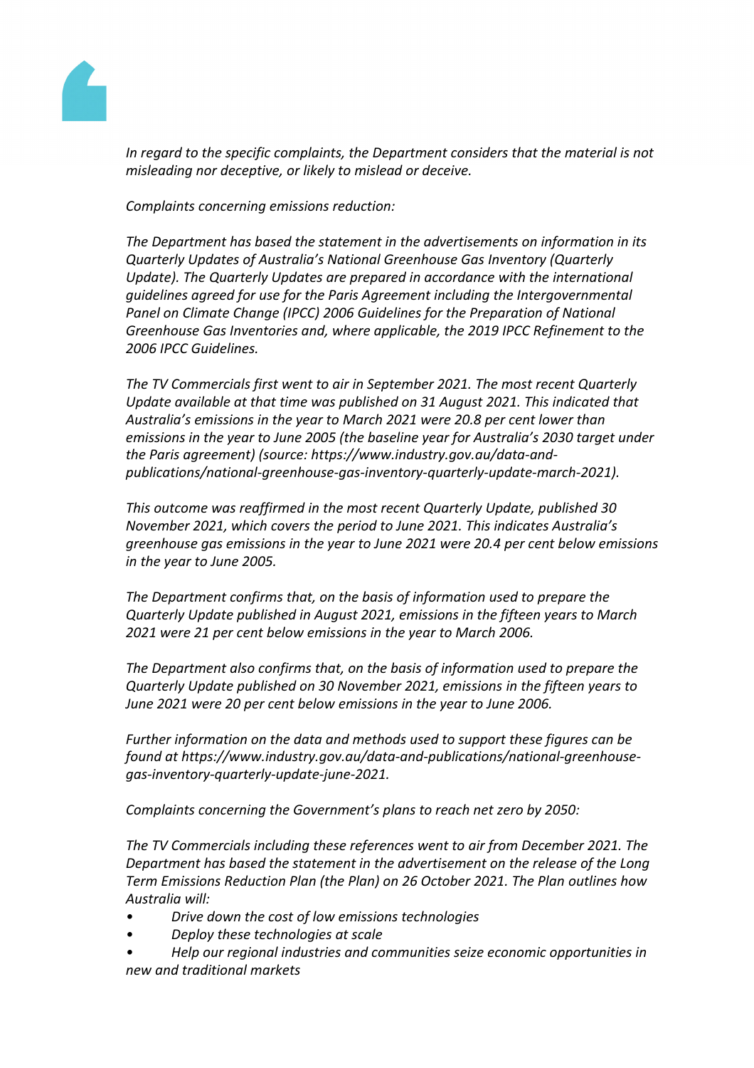*In regard to the specific complaints, the Department considers that the material is not misleading nor deceptive, or likely to mislead or deceive.*

*Complaints concerning emissions reduction:*

*The Department has based the statement in the advertisements on information in its Quarterly Updates of Australia's National Greenhouse Gas Inventory (Quarterly Update). The Quarterly Updates are prepared in accordance with the international guidelines agreed for use for the Paris Agreement including the Intergovernmental Panel on Climate Change (IPCC) 2006 Guidelines for the Preparation of National Greenhouse Gas Inventories and, where applicable, the 2019 IPCC Refinement to the 2006 IPCC Guidelines.*

*The TV Commercials first went to air in September 2021. The most recent Quarterly Update available at that time was published on 31 August 2021. This indicated that Australia's emissions in the year to March 2021 were 20.8 per cent lower than emissions in the year to June 2005 (the baseline year for Australia's 2030 target under the Paris agreement) (source: https://www.industry.gov.au/data-and-publications/national-greenhouse-gas-inventory-quarterly-update-march-2021).*

*This outcome was reaffirmed in the most recent Quarterly Update, published 30 November 2021, which covers the period to June 2021. This indicates Australia's greenhouse gas emissions in the year to June 2021 were 20.4 per cent below emissions in the year to June 2005.*

*The Department confirms that, on the basis of information used to prepare the Quarterly Update published in August 2021, emissions in the fifteen years to March 2021 were 21 per cent below emissions in the year to March 2006.*

*The Department also confirms that, on the basis of information used to prepare the Quarterly Update published on 30 November 2021, emissions in the fifteen years to June 2021 were 20 per cent below emissions in the year to June 2006.*

*Further information on the data and methods used to support these figures can be found at https://www.industry.gov.au/data-and-publications/national-greenhouse-gas-inventory-quarterly-update-june-2021.*

*Complaints concerning the Government's plans to reach net zero by 2050:*

*The TV Commercials including these references went to air from December 2021. The Department has based the statement in the advertisement on the release of the Long Term Emissions Reduction Plan (the Plan) on 26 October 2021. The Plan outlines how Australia will:*

- *Drive down the cost of low emissions technologies*
- *Deploy these technologies at scale*
- *Help our regional industries and communities seize economic opportunities in new and traditional markets*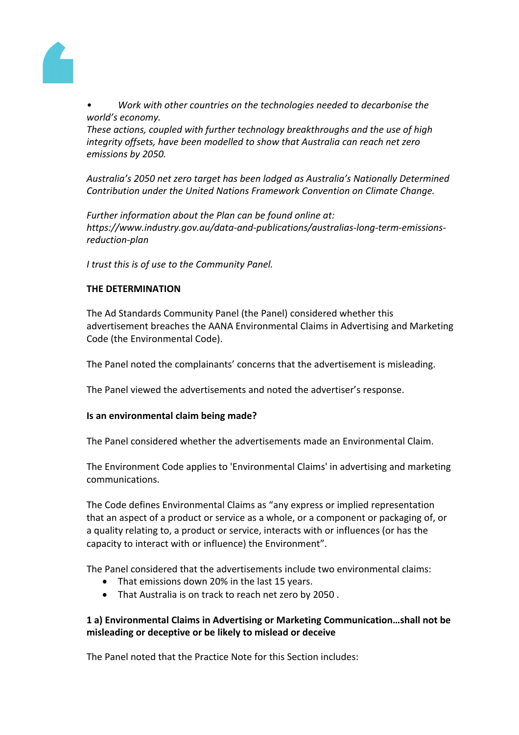*•	Work with other countries on the technologies needed to decarbonise the world's economy.*
*These actions, coupled with further technology breakthroughs and the use of high integrity offsets, have been modelled to show that Australia can reach net zero emissions by 2050.*

*Australia's 2050 net zero target has been lodged as Australia's Nationally Determined Contribution under the United Nations Framework Convention on Climate Change.*

*Further information about the Plan can be found online at: https://www.industry.gov.au/data-and-publications/australias-long-term-emissions-reduction-plan*

*I trust this is of use to the Community Panel.*

**THE DETERMINATION**

The Ad Standards Community Panel (the Panel) considered whether this advertisement breaches the AANA Environmental Claims in Advertising and Marketing Code (the Environmental Code).

The Panel noted the complainants' concerns that the advertisement is misleading.

The Panel viewed the advertisements and noted the advertiser's response.

**Is an environmental claim being made?**

The Panel considered whether the advertisements made an Environmental Claim.

The Environment Code applies to 'Environmental Claims' in advertising and marketing communications.

The Code defines Environmental Claims as "any express or implied representation that an aspect of a product or service as a whole, or a component or packaging of, or a quality relating to, a product or service, interacts with or influences (or has the capacity to interact with or influence) the Environment".

The Panel considered that the advertisements include two environmental claims:

- That emissions down 20% in the last 15 years.
- That Australia is on track to reach net zero by 2050 .

**1 a) Environmental Claims in Advertising or Marketing Communication…shall not be misleading or deceptive or be likely to mislead or deceive**

The Panel noted that the Practice Note for this Section includes: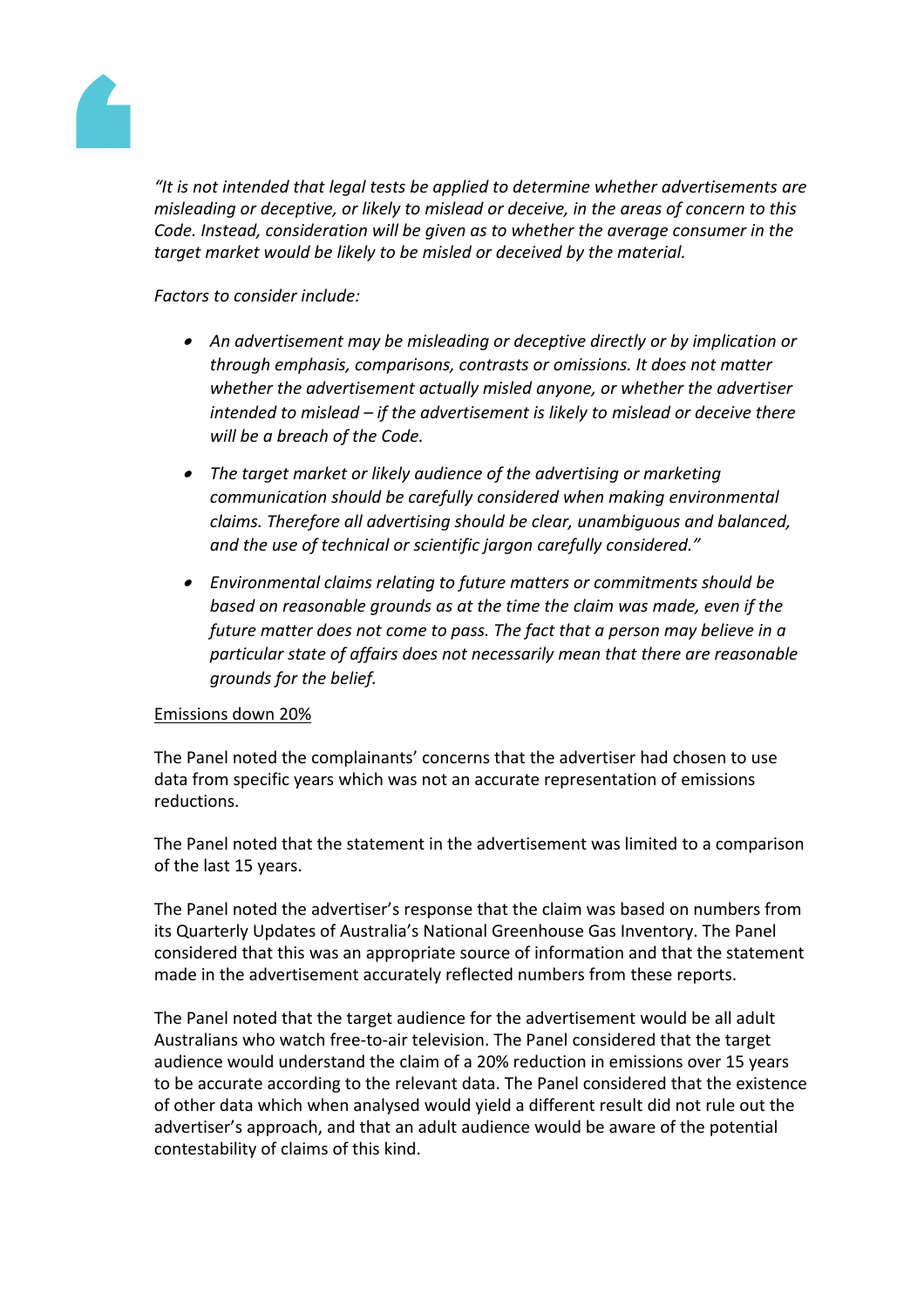*"It is not intended that legal tests be applied to determine whether advertisements are misleading or deceptive, or likely to mislead or deceive, in the areas of concern to this Code. Instead, consideration will be given as to whether the average consumer in the target market would be likely to be misled or deceived by the material.*

*Factors to consider include:*

- *An advertisement may be misleading or deceptive directly or by implication or through emphasis, comparisons, contrasts or omissions. It does not matter whether the advertisement actually misled anyone, or whether the advertiser intended to mislead – if the advertisement is likely to mislead or deceive there will be a breach of the Code.*
- *The target market or likely audience of the advertising or marketing communication should be carefully considered when making environmental claims. Therefore all advertising should be clear, unambiguous and balanced, and the use of technical or scientific jargon carefully considered."*
- *Environmental claims relating to future matters or commitments should be based on reasonable grounds as at the time the claim was made, even if the future matter does not come to pass. The fact that a person may believe in a particular state of affairs does not necessarily mean that there are reasonable grounds for the belief.*

Emissions down 20%

The Panel noted the complainants' concerns that the advertiser had chosen to use data from specific years which was not an accurate representation of emissions reductions.

The Panel noted that the statement in the advertisement was limited to a comparison of the last 15 years.

The Panel noted the advertiser's response that the claim was based on numbers from its Quarterly Updates of Australia's National Greenhouse Gas Inventory. The Panel considered that this was an appropriate source of information and that the statement made in the advertisement accurately reflected numbers from these reports.

The Panel noted that the target audience for the advertisement would be all adult Australians who watch free-to-air television. The Panel considered that the target audience would understand the claim of a 20% reduction in emissions over 15 years to be accurate according to the relevant data. The Panel considered that the existence of other data which when analysed would yield a different result did not rule out the advertiser's approach, and that an adult audience would be aware of the potential contestability of claims of this kind.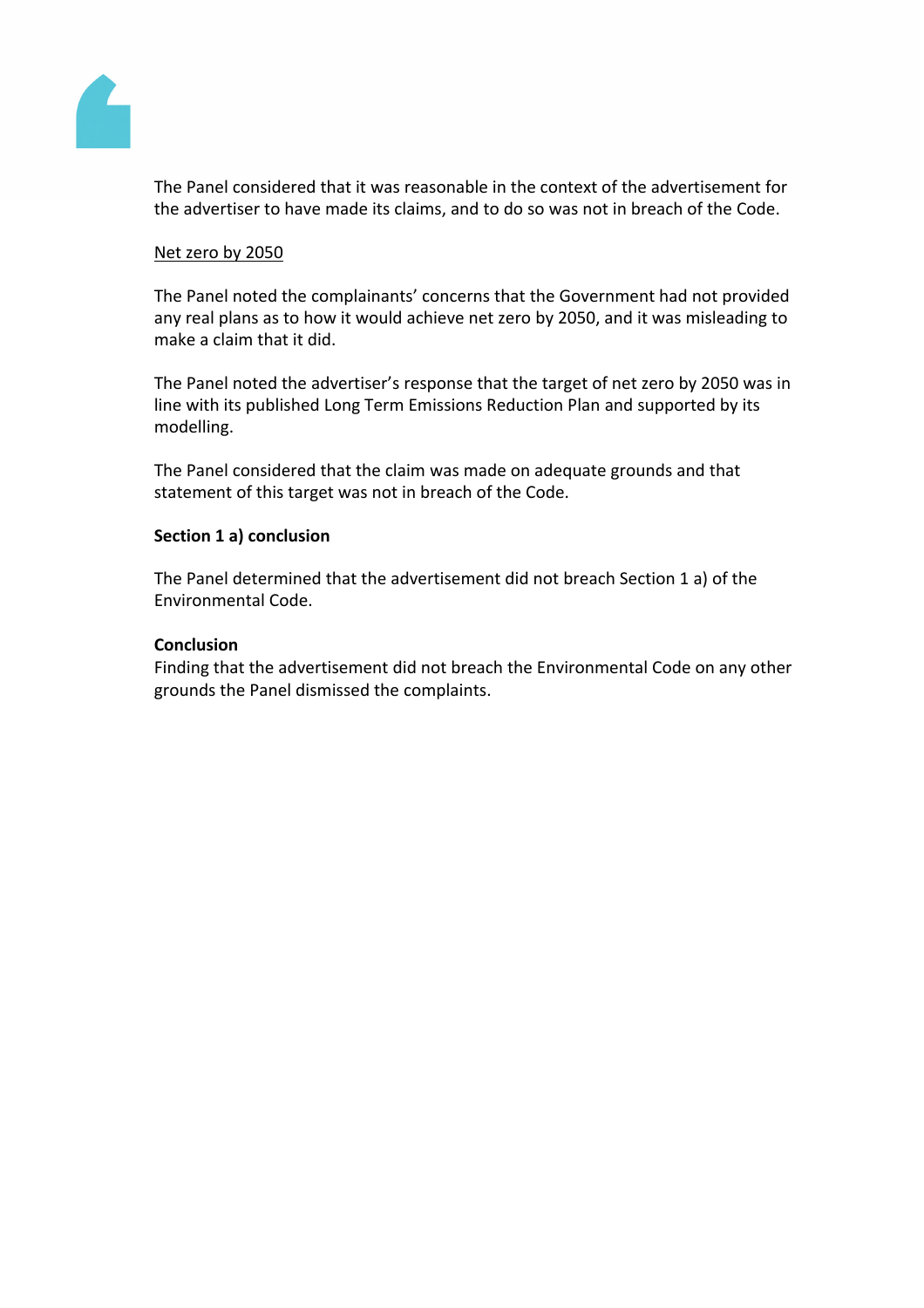The Panel considered that it was reasonable in the context of the advertisement for the advertiser to have made its claims, and to do so was not in breach of the Code.

Net zero by 2050

The Panel noted the complainants' concerns that the Government had not provided any real plans as to how it would achieve net zero by 2050, and it was misleading to make a claim that it did.

The Panel noted the advertiser's response that the target of net zero by 2050 was in line with its published Long Term Emissions Reduction Plan and supported by its modelling.

The Panel considered that the claim was made on adequate grounds and that statement of this target was not in breach of the Code.

**Section 1 a) conclusion**

The Panel determined that the advertisement did not breach Section 1 a) of the Environmental Code.

**Conclusion**

Finding that the advertisement did not breach the Environmental Code on any other grounds the Panel dismissed the complaints.